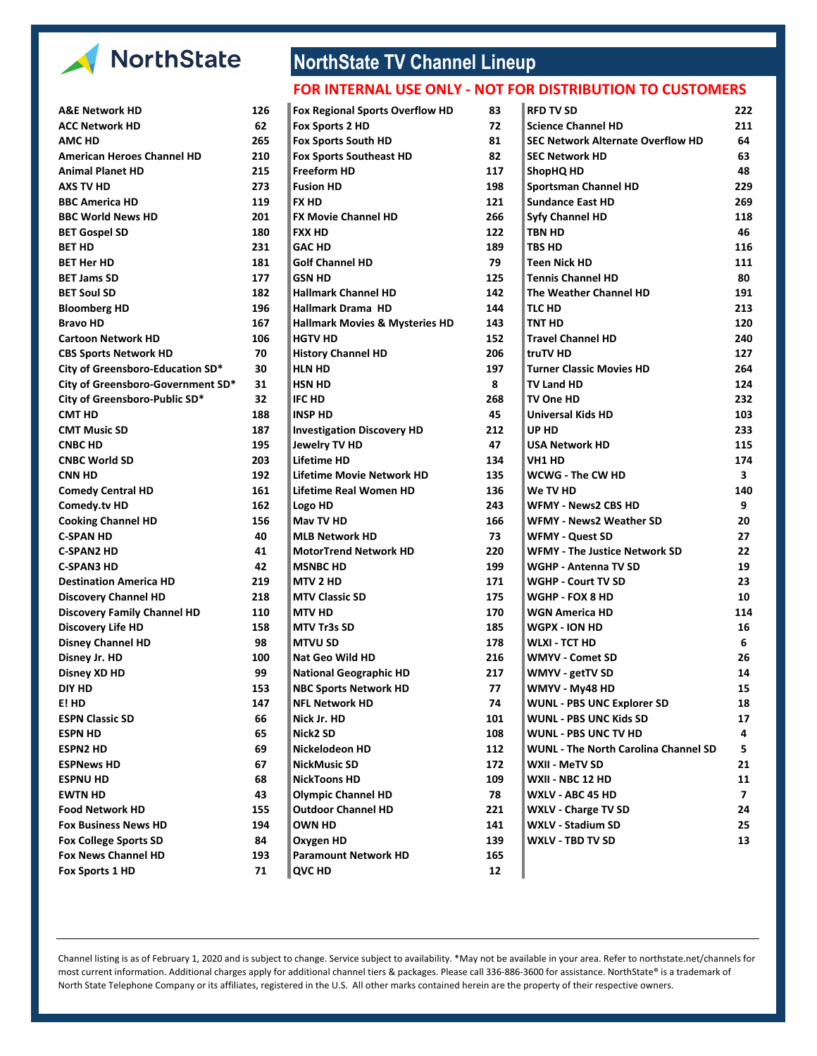NorthState

# NorthState TV Channel Lineup

**FOR INTERNAL USE ONLY - NOT FOR DISTRIBUTION TO CUSTOMERS**

| Channel | Number |
|---|---|
| A&E Network HD | 126 |
| ACC Network HD | 62 |
| AMC HD | 265 |
| American Heroes Channel HD | 210 |
| Animal Planet HD | 215 |
| AXS TV HD | 273 |
| BBC America HD | 119 |
| BBC World News HD | 201 |
| BET Gospel SD | 180 |
| BET HD | 231 |
| BET Her HD | 181 |
| BET Jams SD | 177 |
| BET Soul SD | 182 |
| Bloomberg HD | 196 |
| Bravo HD | 167 |
| Cartoon Network HD | 106 |
| CBS Sports Network HD | 70 |
| City of Greensboro-Education SD* | 30 |
| City of Greensboro-Government SD* | 31 |
| City of Greensboro-Public SD* | 32 |
| CMT HD | 188 |
| CMT Music SD | 187 |
| CNBC HD | 195 |
| CNBC World SD | 203 |
| CNN HD | 192 |
| Comedy Central HD | 161 |
| Comedy.tv HD | 162 |
| Cooking Channel HD | 156 |
| C-SPAN HD | 40 |
| C-SPAN2 HD | 41 |
| C-SPAN3 HD | 42 |
| Destination America HD | 219 |
| Discovery Channel HD | 218 |
| Discovery Family Channel HD | 110 |
| Discovery Life HD | 158 |
| Disney Channel HD | 98 |
| Disney Jr. HD | 100 |
| Disney XD HD | 99 |
| DIY HD | 153 |
| E! HD | 147 |
| ESPN Classic SD | 66 |
| ESPN HD | 65 |
| ESPN2 HD | 69 |
| ESPNews HD | 67 |
| ESPNU HD | 68 |
| EWTN HD | 43 |
| Food Network HD | 155 |
| Fox Business News HD | 194 |
| Fox College Sports SD | 84 |
| Fox News Channel HD | 193 |
| Fox Sports 1 HD | 71 |
| Fox Regional Sports Overflow HD | 83 |
| Fox Sports 2 HD | 72 |
| Fox Sports South HD | 81 |
| Fox Sports Southeast HD | 82 |
| Freeform HD | 117 |
| Fusion HD | 198 |
| FX HD | 121 |
| FX Movie Channel HD | 266 |
| FXX HD | 122 |
| GAC HD | 189 |
| Golf Channel HD | 79 |
| GSN HD | 125 |
| Hallmark Channel HD | 142 |
| Hallmark Drama HD | 144 |
| Hallmark Movies & Mysteries HD | 143 |
| HGTV HD | 152 |
| History Channel HD | 206 |
| HLN HD | 197 |
| HSN HD | 8 |
| IFC HD | 268 |
| INSP HD | 45 |
| Investigation Discovery HD | 212 |
| Jewelry TV HD | 47 |
| Lifetime HD | 134 |
| Lifetime Movie Network HD | 135 |
| Lifetime Real Women HD | 136 |
| Logo HD | 243 |
| Mav TV HD | 166 |
| MLB Network HD | 73 |
| MotorTrend Network HD | 220 |
| MSNBC HD | 199 |
| MTV 2 HD | 171 |
| MTV Classic SD | 175 |
| MTV HD | 170 |
| MTV Tr3s SD | 185 |
| MTVU SD | 178 |
| Nat Geo Wild HD | 216 |
| National Geographic HD | 217 |
| NBC Sports Network HD | 77 |
| NFL Network HD | 74 |
| Nick Jr. HD | 101 |
| Nick2 SD | 108 |
| Nickelodeon HD | 112 |
| NickMusic SD | 172 |
| NickToons HD | 109 |
| Olympic Channel HD | 78 |
| Outdoor Channel HD | 221 |
| OWN HD | 141 |
| Oxygen HD | 139 |
| Paramount Network HD | 165 |
| QVC HD | 12 |
| RFD TV SD | 222 |
| Science Channel HD | 211 |
| SEC Network Alternate Overflow HD | 64 |
| SEC Network HD | 63 |
| ShopHQ HD | 48 |
| Sportsman Channel HD | 229 |
| Sundance East HD | 269 |
| Syfy Channel HD | 118 |
| TBN HD | 46 |
| TBS HD | 116 |
| Teen Nick HD | 111 |
| Tennis Channel HD | 80 |
| The Weather Channel HD | 191 |
| TLC HD | 213 |
| TNT HD | 120 |
| Travel Channel HD | 240 |
| truTV HD | 127 |
| Turner Classic Movies HD | 264 |
| TV Land HD | 124 |
| TV One HD | 232 |
| Universal Kids HD | 103 |
| UP HD | 233 |
| USA Network HD | 115 |
| VH1 HD | 174 |
| WCWG - The CW HD | 3 |
| We TV HD | 140 |
| WFMY - News2 CBS HD | 9 |
| WFMY - News2 Weather SD | 20 |
| WFMY - Quest SD | 27 |
| WFMY - The Justice Network SD | 22 |
| WGHP - Antenna TV SD | 19 |
| WGHP - Court TV SD | 23 |
| WGHP - FOX 8 HD | 10 |
| WGN America HD | 114 |
| WGPX - ION HD | 16 |
| WLXI - TCT HD | 6 |
| WMYV - Comet SD | 26 |
| WMYV - getTV SD | 14 |
| WMYV - My48 HD | 15 |
| WUNL - PBS UNC Explorer SD | 18 |
| WUNL - PBS UNC Kids SD | 17 |
| WUNL - PBS UNC TV HD | 4 |
| WUNL - The North Carolina Channel SD | 5 |
| WXII - MeTV SD | 21 |
| WXII - NBC 12 HD | 11 |
| WXLV - ABC 45 HD | 7 |
| WXLV - Charge TV SD | 24 |
| WXLV - Stadium SD | 25 |
| WXLV - TBD TV SD | 13 |

Channel listing is as of February 1, 2020 and is subject to change. Service subject to availability. *May not be available in your area. Refer to northstate.net/channels for most current information. Additional charges apply for additional channel tiers & packages. Please call 336-886-3600 for assistance. NorthState® is a trademark of North State Telephone Company or its affiliates, registered in the U.S. All other marks contained herein are the property of their respective owners.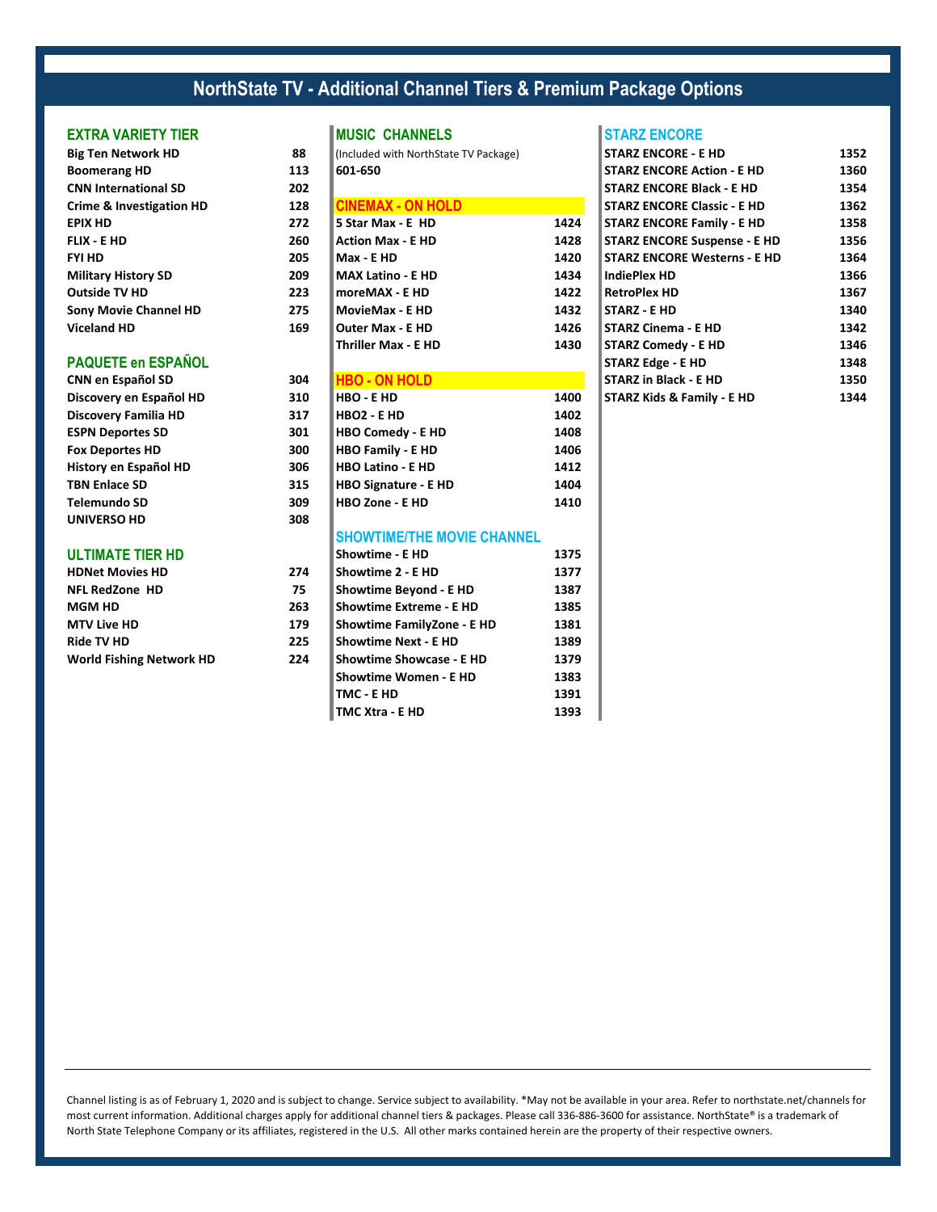# NorthState TV - Additional Channel Tiers & Premium Package Options

## EXTRA VARIETY TIER

| | |
|---|---|
| **Big Ten Network HD** | **88** |
| **Boomerang HD** | **113** |
| **CNN International SD** | **202** |
| **Crime & Investigation HD** | **128** |
| **EPIX HD** | **272** |
| **FLIX - E HD** | **260** |
| **FYI HD** | **205** |
| **Military History SD** | **209** |
| **Outside TV HD** | **223** |
| **Sony Movie Channel HD** | **275** |
| **Viceland HD** | **169** |

## PAQUETE en ESPAÑOL

| | |
|---|---|
| **CNN en Español SD** | **304** |
| **Discovery en Español HD** | **310** |
| **Discovery Familia HD** | **317** |
| **ESPN Deportes SD** | **301** |
| **Fox Deportes HD** | **300** |
| **History en Español HD** | **306** |
| **TBN Enlace SD** | **315** |
| **Telemundo SD** | **309** |
| **UNIVERSO HD** | **308** |

## ULTIMATE TIER HD

| | |
|---|---|
| **HDNet Movies HD** | **274** |
| **NFL RedZone HD** | **75** |
| **MGM HD** | **263** |
| **MTV Live HD** | **179** |
| **Ride TV HD** | **225** |
| **World Fishing Network HD** | **224** |

## MUSIC CHANNELS

(Included with NorthState TV Package)

**601-650**

## CINEMAX - ON HOLD

| | |
|---|---|
| **5 Star Max - E HD** | **1424** |
| **Action Max - E HD** | **1428** |
| **Max - E HD** | **1420** |
| **MAX Latino - E HD** | **1434** |
| **moreMAX - E HD** | **1422** |
| **MovieMax - E HD** | **1432** |
| **Outer Max - E HD** | **1426** |
| **Thriller Max - E HD** | **1430** |

## HBO - ON HOLD

| | |
|---|---|
| **HBO - E HD** | **1400** |
| **HBO2 - E HD** | **1402** |
| **HBO Comedy - E HD** | **1408** |
| **HBO Family - E HD** | **1406** |
| **HBO Latino - E HD** | **1412** |
| **HBO Signature - E HD** | **1404** |
| **HBO Zone - E HD** | **1410** |

## SHOWTIME/THE MOVIE CHANNEL

| | |
|---|---|
| **Showtime - E HD** | **1375** |
| **Showtime 2 - E HD** | **1377** |
| **Showtime Beyond - E HD** | **1387** |
| **Showtime Extreme - E HD** | **1385** |
| **Showtime FamilyZone - E HD** | **1381** |
| **Showtime Next - E HD** | **1389** |
| **Showtime Showcase - E HD** | **1379** |
| **Showtime Women - E HD** | **1383** |
| **TMC - E HD** | **1391** |
| **TMC Xtra - E HD** | **1393** |

## STARZ ENCORE

| | |
|---|---|
| **STARZ ENCORE - E HD** | **1352** |
| **STARZ ENCORE Action - E HD** | **1360** |
| **STARZ ENCORE Black - E HD** | **1354** |
| **STARZ ENCORE Classic - E HD** | **1362** |
| **STARZ ENCORE Family - E HD** | **1358** |
| **STARZ ENCORE Suspense - E HD** | **1356** |
| **STARZ ENCORE Westerns - E HD** | **1364** |
| **IndiePlex HD** | **1366** |
| **RetroPlex HD** | **1367** |
| **STARZ - E HD** | **1340** |
| **STARZ Cinema - E HD** | **1342** |
| **STARZ Comedy - E HD** | **1346** |
| **STARZ Edge - E HD** | **1348** |
| **STARZ in Black - E HD** | **1350** |
| **STARZ Kids & Family - E HD** | **1344** |

---

Channel listing is as of February 1, 2020 and is subject to change. Service subject to availability. *May not be available in your area. Refer to northstate.net/channels for most current information. Additional charges apply for additional channel tiers & packages. Please call 336-886-3600 for assistance. NorthState® is a trademark of North State Telephone Company or its affiliates, registered in the U.S. All other marks contained herein are the property of their respective owners.